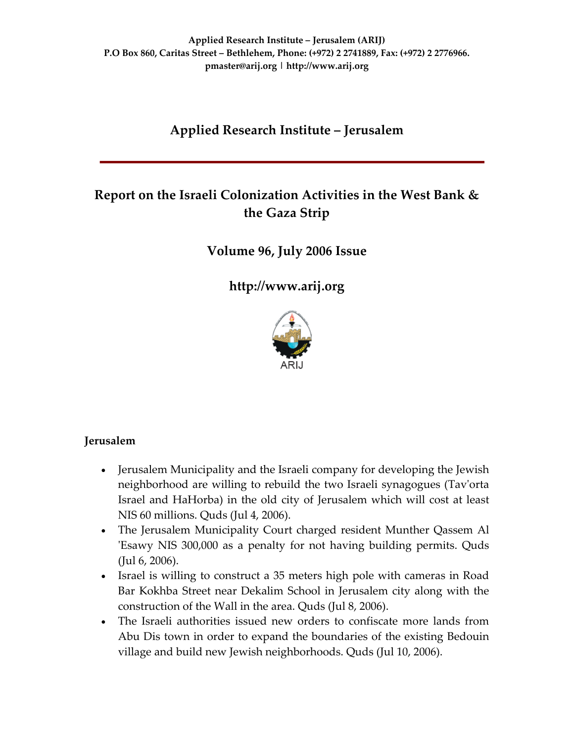**Applied Research Institute – Jerusalem (ARIJ)**
**P.O Box 860, Caritas Street – Bethlehem, Phone: (+972) 2 2741889, Fax: (+972) 2 2776966.**
**pmaster@arij.org | http://www.arij.org**

# Applied Research Institute – Jerusalem

## Report on the Israeli Colonization Activities in the West Bank & the Gaza Strip

## Volume 96, July 2006 Issue

## http://www.arij.org

ARIJ

### Jerusalem

- Jerusalem Municipality and the Israeli company for developing the Jewish neighborhood are willing to rebuild the two Israeli synagogues (Tav'orta Israel and HaHorba) in the old city of Jerusalem which will cost at least NIS 60 millions. Quds (Jul 4, 2006).
- The Jerusalem Municipality Court charged resident Munther Qassem Al 'Esawy NIS 300,000 as a penalty for not having building permits. Quds (Jul 6, 2006).
- Israel is willing to construct a 35 meters high pole with cameras in Road Bar Kokhba Street near Dekalim School in Jerusalem city along with the construction of the Wall in the area. Quds (Jul 8, 2006).
- The Israeli authorities issued new orders to confiscate more lands from Abu Dis town in order to expand the boundaries of the existing Bedouin village and build new Jewish neighborhoods. Quds (Jul 10, 2006).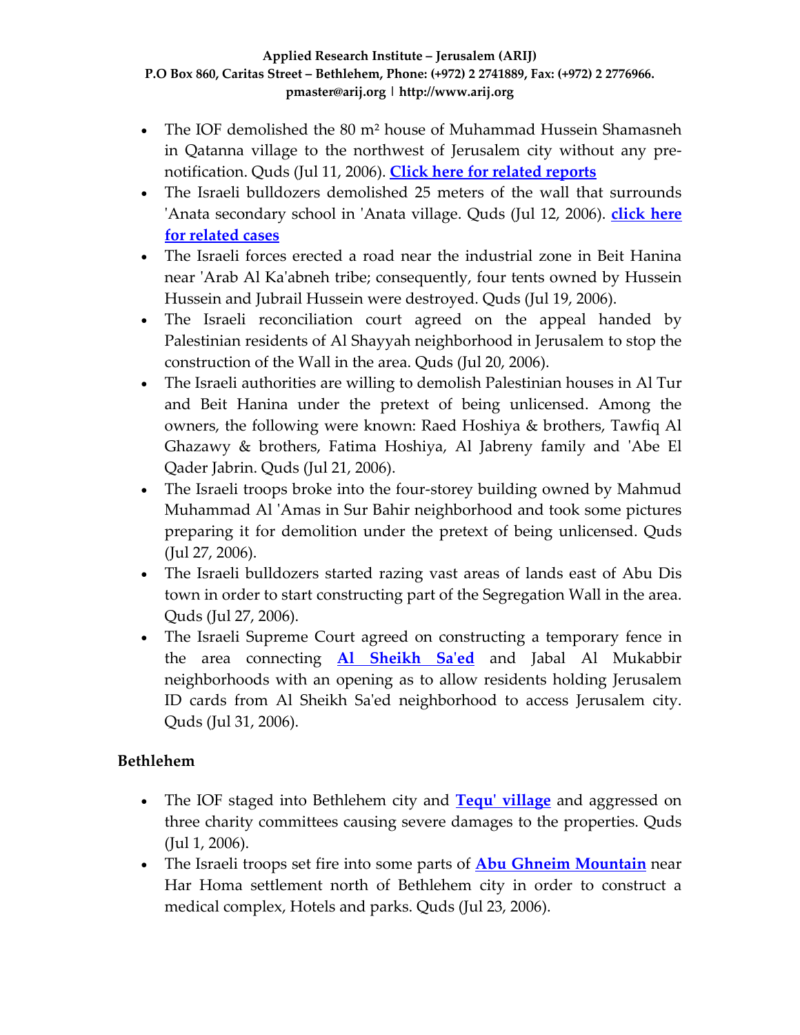- The IOF demolished the 80 m² house of Muhammad Hussein Shamasneh in Qatanna village to the northwest of Jerusalem city without any pre-notification. Quds (Jul 11, 2006). **Click here for related reports**
- The Israeli bulldozers demolished 25 meters of the wall that surrounds 'Anata secondary school in 'Anata village. Quds (Jul 12, 2006). **click here for related cases**
- The Israeli forces erected a road near the industrial zone in Beit Hanina near 'Arab Al Ka'abneh tribe; consequently, four tents owned by Hussein Hussein and Jubrail Hussein were destroyed. Quds (Jul 19, 2006).
- The Israeli reconciliation court agreed on the appeal handed by Palestinian residents of Al Shayyah neighborhood in Jerusalem to stop the construction of the Wall in the area. Quds (Jul 20, 2006).
- The Israeli authorities are willing to demolish Palestinian houses in Al Tur and Beit Hanina under the pretext of being unlicensed. Among the owners, the following were known: Raed Hoshiya & brothers, Tawfiq Al Ghazawy & brothers, Fatima Hoshiya, Al Jabreny family and 'Abe El Qader Jabrin. Quds (Jul 21, 2006).
- The Israeli troops broke into the four-storey building owned by Mahmud Muhammad Al 'Amas in Sur Bahir neighborhood and took some pictures preparing it for demolition under the pretext of being unlicensed. Quds (Jul 27, 2006).
- The Israeli bulldozers started razing vast areas of lands east of Abu Dis town in order to start constructing part of the Segregation Wall in the area. Quds (Jul 27, 2006).
- The Israeli Supreme Court agreed on constructing a temporary fence in the area connecting **Al Sheikh Sa'ed** and Jabal Al Mukabbir neighborhoods with an opening as to allow residents holding Jerusalem ID cards from Al Sheikh Sa'ed neighborhood to access Jerusalem city. Quds (Jul 31, 2006).

**Bethlehem**

- The IOF staged into Bethlehem city and **Tequ' village** and aggressed on three charity committees causing severe damages to the properties. Quds (Jul 1, 2006).
- The Israeli troops set fire into some parts of **Abu Ghneim Mountain** near Har Homa settlement north of Bethlehem city in order to construct a medical complex, Hotels and parks. Quds (Jul 23, 2006).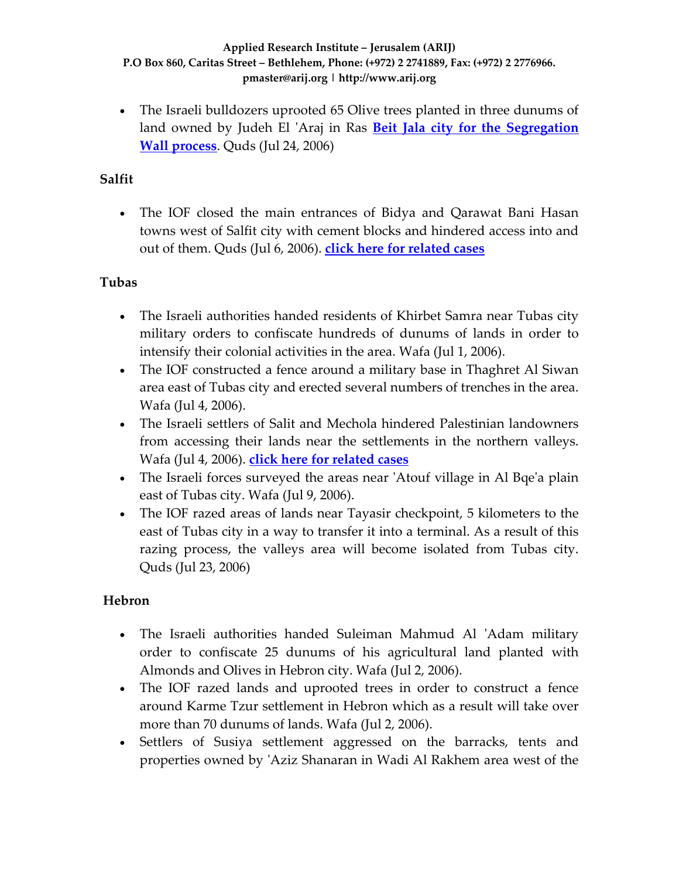- The Israeli bulldozers uprooted 65 Olive trees planted in three dunums of land owned by Judeh El 'Araj in Ras **Beit Jala city for the Segregation Wall process**. Quds (Jul 24, 2006)

### Salfit

- The IOF closed the main entrances of Bidya and Qarawat Bani Hasan towns west of Salfit city with cement blocks and hindered access into and out of them. Quds (Jul 6, 2006). **click here for related cases**

### Tubas

- The Israeli authorities handed residents of Khirbet Samra near Tubas city military orders to confiscate hundreds of dunums of lands in order to intensify their colonial activities in the area. Wafa (Jul 1, 2006).
- The IOF constructed a fence around a military base in Thaghret Al Siwan area east of Tubas city and erected several numbers of trenches in the area. Wafa (Jul 4, 2006).
- The Israeli settlers of Salit and Mechola hindered Palestinian landowners from accessing their lands near the settlements in the northern valleys. Wafa (Jul 4, 2006). **click here for related cases**
- The Israeli forces surveyed the areas near 'Atouf village in Al Bqe'a plain east of Tubas city. Wafa (Jul 9, 2006).
- The IOF razed areas of lands near Tayasir checkpoint, 5 kilometers to the east of Tubas city in a way to transfer it into a terminal. As a result of this razing process, the valleys area will become isolated from Tubas city. Quds (Jul 23, 2006)

### Hebron

- The Israeli authorities handed Suleiman Mahmud Al 'Adam military order to confiscate 25 dunums of his agricultural land planted with Almonds and Olives in Hebron city. Wafa (Jul 2, 2006).
- The IOF razed lands and uprooted trees in order to construct a fence around Karme Tzur settlement in Hebron which as a result will take over more than 70 dunums of lands. Wafa (Jul 2, 2006).
- Settlers of Susiya settlement aggressed on the barracks, tents and properties owned by 'Aziz Shanaran in Wadi Al Rakhem area west of the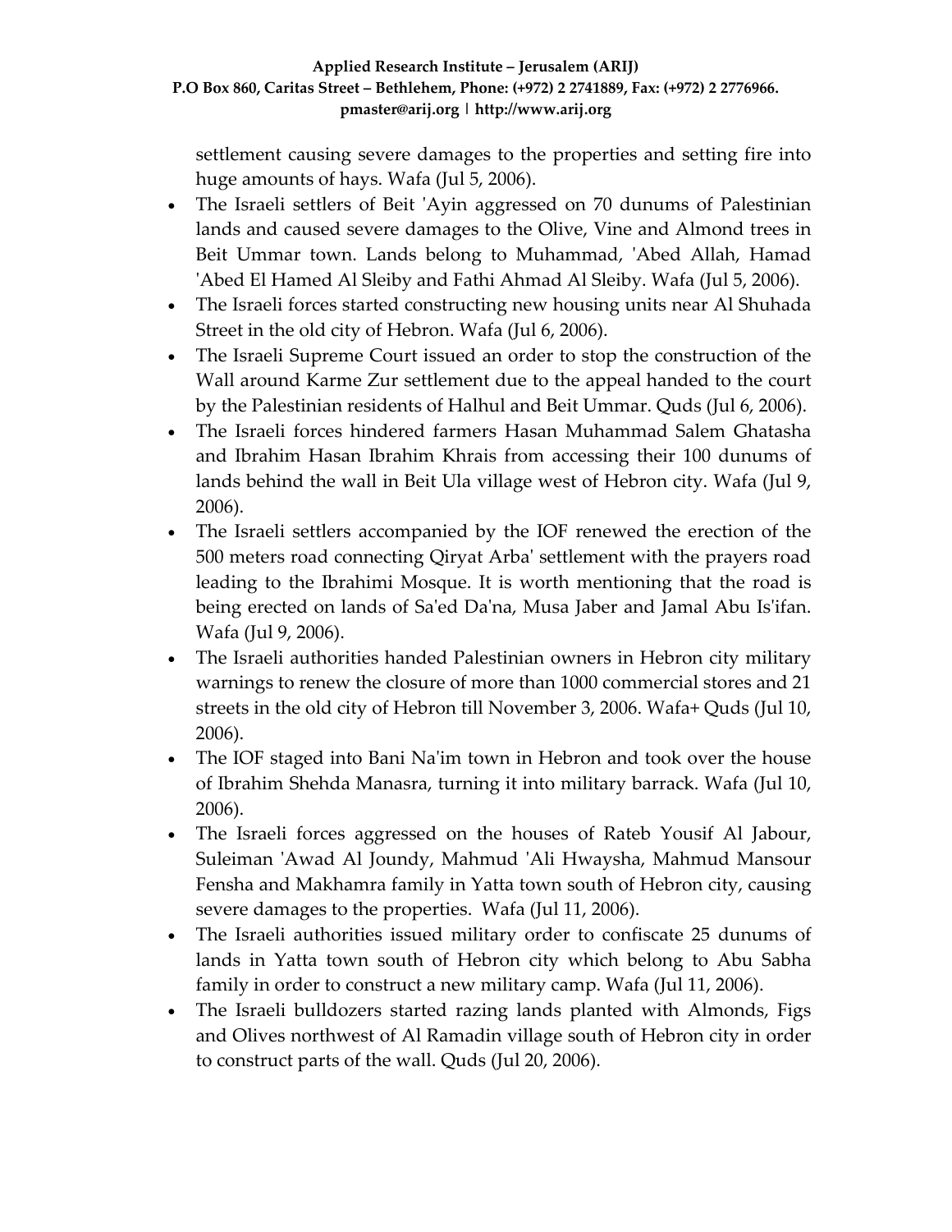settlement causing severe damages to the properties and setting fire into huge amounts of hays. Wafa (Jul 5, 2006).

- The Israeli settlers of Beit 'Ayin aggressed on 70 dunums of Palestinian lands and caused severe damages to the Olive, Vine and Almond trees in Beit Ummar town. Lands belong to Muhammad, 'Abed Allah, Hamad 'Abed El Hamed Al Sleiby and Fathi Ahmad Al Sleiby. Wafa (Jul 5, 2006).
- The Israeli forces started constructing new housing units near Al Shuhada Street in the old city of Hebron. Wafa (Jul 6, 2006).
- The Israeli Supreme Court issued an order to stop the construction of the Wall around Karme Zur settlement due to the appeal handed to the court by the Palestinian residents of Halhul and Beit Ummar. Quds (Jul 6, 2006).
- The Israeli forces hindered farmers Hasan Muhammad Salem Ghatasha and Ibrahim Hasan Ibrahim Khrais from accessing their 100 dunums of lands behind the wall in Beit Ula village west of Hebron city. Wafa (Jul 9, 2006).
- The Israeli settlers accompanied by the IOF renewed the erection of the 500 meters road connecting Qiryat Arba' settlement with the prayers road leading to the Ibrahimi Mosque. It is worth mentioning that the road is being erected on lands of Sa'ed Da'na, Musa Jaber and Jamal Abu Is'ifan. Wafa (Jul 9, 2006).
- The Israeli authorities handed Palestinian owners in Hebron city military warnings to renew the closure of more than 1000 commercial stores and 21 streets in the old city of Hebron till November 3, 2006. Wafa+ Quds (Jul 10, 2006).
- The IOF staged into Bani Na'im town in Hebron and took over the house of Ibrahim Shehda Manasra, turning it into military barrack. Wafa (Jul 10, 2006).
- The Israeli forces aggressed on the houses of Rateb Yousif Al Jabour, Suleiman 'Awad Al Joundy, Mahmud 'Ali Hwaysha, Mahmud Mansour Fensha and Makhamra family in Yatta town south of Hebron city, causing severe damages to the properties. Wafa (Jul 11, 2006).
- The Israeli authorities issued military order to confiscate 25 dunums of lands in Yatta town south of Hebron city which belong to Abu Sabha family in order to construct a new military camp. Wafa (Jul 11, 2006).
- The Israeli bulldozers started razing lands planted with Almonds, Figs and Olives northwest of Al Ramadin village south of Hebron city in order to construct parts of the wall. Quds (Jul 20, 2006).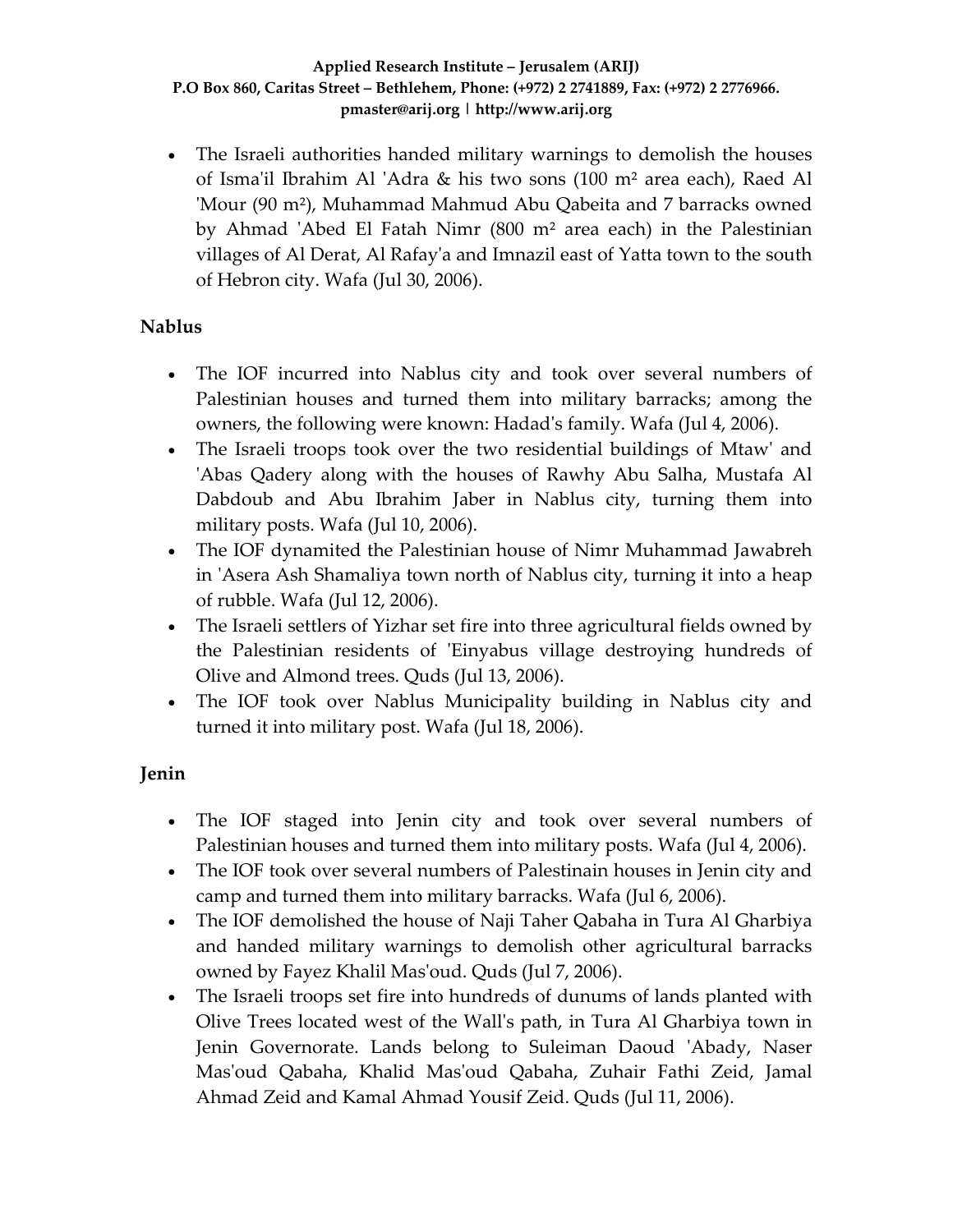- The Israeli authorities handed military warnings to demolish the houses of Isma'il Ibrahim Al 'Adra & his two sons (100 m² area each), Raed Al 'Mour (90 m²), Muhammad Mahmud Abu Qabeita and 7 barracks owned by Ahmad 'Abed El Fatah Nimr (800 m² area each) in the Palestinian villages of Al Derat, Al Rafay'a and Imnazil east of Yatta town to the south of Hebron city. Wafa (Jul 30, 2006).

**Nablus**

- The IOF incurred into Nablus city and took over several numbers of Palestinian houses and turned them into military barracks; among the owners, the following were known: Hadad's family. Wafa (Jul 4, 2006).
- The Israeli troops took over the two residential buildings of Mtaw' and 'Abas Qadery along with the houses of Rawhy Abu Salha, Mustafa Al Dabdoub and Abu Ibrahim Jaber in Nablus city, turning them into military posts. Wafa (Jul 10, 2006).
- The IOF dynamited the Palestinian house of Nimr Muhammad Jawabreh in 'Asera Ash Shamaliya town north of Nablus city, turning it into a heap of rubble. Wafa (Jul 12, 2006).
- The Israeli settlers of Yizhar set fire into three agricultural fields owned by the Palestinian residents of 'Einyabus village destroying hundreds of Olive and Almond trees. Quds (Jul 13, 2006).
- The IOF took over Nablus Municipality building in Nablus city and turned it into military post. Wafa (Jul 18, 2006).

**Jenin**

- The IOF staged into Jenin city and took over several numbers of Palestinian houses and turned them into military posts. Wafa (Jul 4, 2006).
- The IOF took over several numbers of Palestinain houses in Jenin city and camp and turned them into military barracks. Wafa (Jul 6, 2006).
- The IOF demolished the house of Naji Taher Qabaha in Tura Al Gharbiya and handed military warnings to demolish other agricultural barracks owned by Fayez Khalil Mas'oud. Quds (Jul 7, 2006).
- The Israeli troops set fire into hundreds of dunums of lands planted with Olive Trees located west of the Wall's path, in Tura Al Gharbiya town in Jenin Governorate. Lands belong to Suleiman Daoud 'Abady, Naser Mas'oud Qabaha, Khalid Mas'oud Qabaha, Zuhair Fathi Zeid, Jamal Ahmad Zeid and Kamal Ahmad Yousif Zeid. Quds (Jul 11, 2006).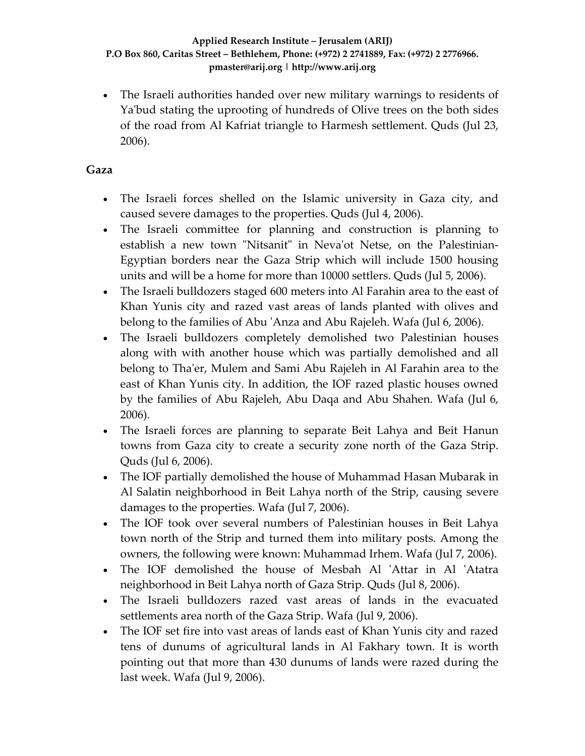- The Israeli authorities handed over new military warnings to residents of Ya'bud stating the uprooting of hundreds of Olive trees on the both sides of the road from Al Kafriat triangle to Harmesh settlement. Quds (Jul 23, 2006).

**Gaza**

- The Israeli forces shelled on the Islamic university in Gaza city, and caused severe damages to the properties. Quds (Jul 4, 2006).
- The Israeli committee for planning and construction is planning to establish a new town "Nitsanit" in Neva'ot Netse, on the Palestinian-Egyptian borders near the Gaza Strip which will include 1500 housing units and will be a home for more than 10000 settlers. Quds (Jul 5, 2006).
- The Israeli bulldozers staged 600 meters into Al Farahin area to the east of Khan Yunis city and razed vast areas of lands planted with olives and belong to the families of Abu 'Anza and Abu Rajeleh. Wafa (Jul 6, 2006).
- The Israeli bulldozers completely demolished two Palestinian houses along with with another house which was partially demolished and all belong to Tha'er, Mulem and Sami Abu Rajeleh in Al Farahin area to the east of Khan Yunis city. In addition, the IOF razed plastic houses owned by the families of Abu Rajeleh, Abu Daqa and Abu Shahen. Wafa (Jul 6, 2006).
- The Israeli forces are planning to separate Beit Lahya and Beit Hanun towns from Gaza city to create a security zone north of the Gaza Strip. Quds (Jul 6, 2006).
- The IOF partially demolished the house of Muhammad Hasan Mubarak in Al Salatin neighborhood in Beit Lahya north of the Strip, causing severe damages to the properties. Wafa (Jul 7, 2006).
- The IOF took over several numbers of Palestinian houses in Beit Lahya town north of the Strip and turned them into military posts. Among the owners, the following were known: Muhammad Irhem. Wafa (Jul 7, 2006).
- The IOF demolished the house of Mesbah Al 'Attar in Al 'Atatra neighborhood in Beit Lahya north of Gaza Strip. Quds (Jul 8, 2006).
- The Israeli bulldozers razed vast areas of lands in the evacuated settlements area north of the Gaza Strip. Wafa (Jul 9, 2006).
- The IOF set fire into vast areas of lands east of Khan Yunis city and razed tens of dunums of agricultural lands in Al Fakhary town. It is worth pointing out that more than 430 dunums of lands were razed during the last week. Wafa (Jul 9, 2006).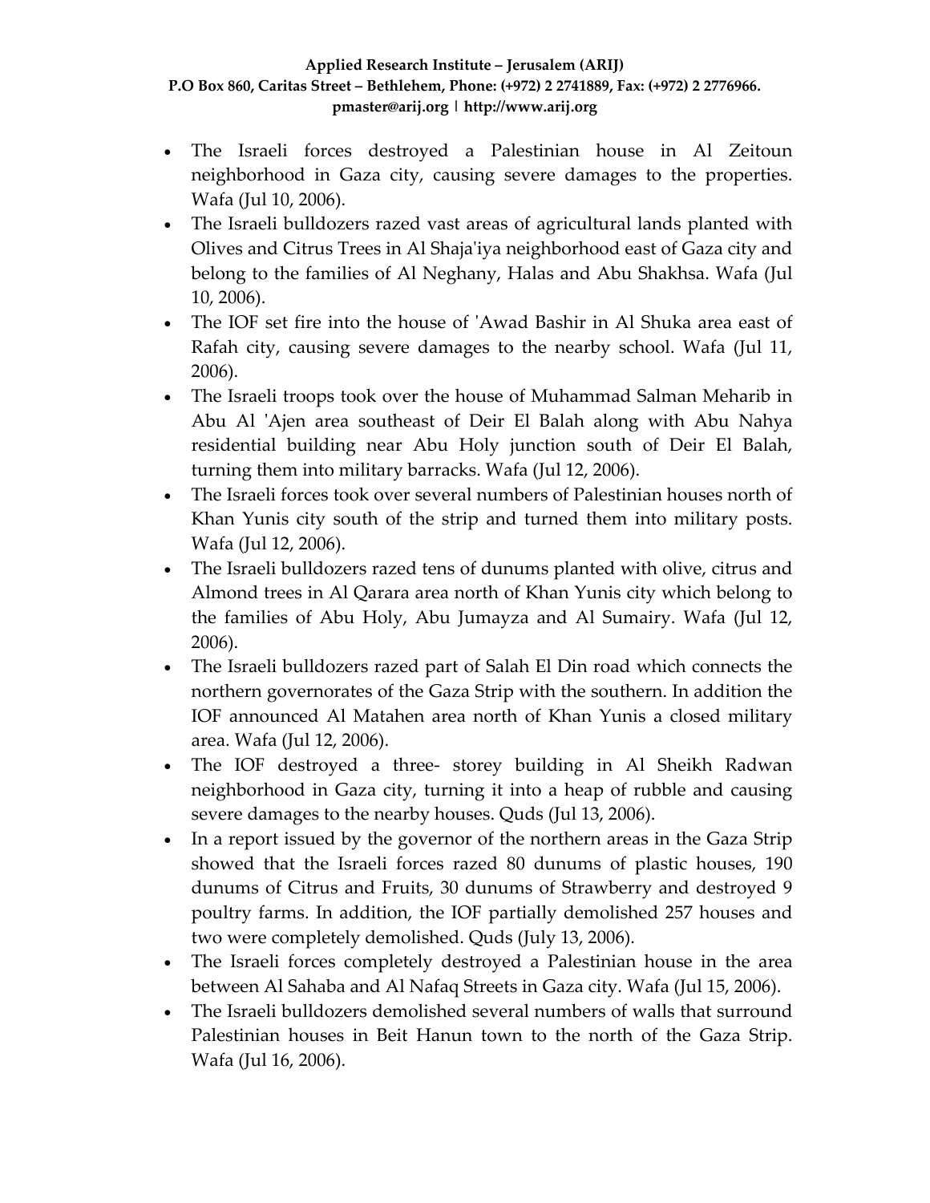- The Israeli forces destroyed a Palestinian house in Al Zeitoun neighborhood in Gaza city, causing severe damages to the properties. Wafa (Jul 10, 2006).
- The Israeli bulldozers razed vast areas of agricultural lands planted with Olives and Citrus Trees in Al Shaja'iya neighborhood east of Gaza city and belong to the families of Al Neghany, Halas and Abu Shakhsa. Wafa (Jul 10, 2006).
- The IOF set fire into the house of 'Awad Bashir in Al Shuka area east of Rafah city, causing severe damages to the nearby school. Wafa (Jul 11, 2006).
- The Israeli troops took over the house of Muhammad Salman Meharib in Abu Al 'Ajen area southeast of Deir El Balah along with Abu Nahya residential building near Abu Holy junction south of Deir El Balah, turning them into military barracks. Wafa (Jul 12, 2006).
- The Israeli forces took over several numbers of Palestinian houses north of Khan Yunis city south of the strip and turned them into military posts. Wafa (Jul 12, 2006).
- The Israeli bulldozers razed tens of dunums planted with olive, citrus and Almond trees in Al Qarara area north of Khan Yunis city which belong to the families of Abu Holy, Abu Jumayza and Al Sumairy. Wafa (Jul 12, 2006).
- The Israeli bulldozers razed part of Salah El Din road which connects the northern governorates of the Gaza Strip with the southern. In addition the IOF announced Al Matahen area north of Khan Yunis a closed military area. Wafa (Jul 12, 2006).
- The IOF destroyed a three- storey building in Al Sheikh Radwan neighborhood in Gaza city, turning it into a heap of rubble and causing severe damages to the nearby houses. Quds (Jul 13, 2006).
- In a report issued by the governor of the northern areas in the Gaza Strip showed that the Israeli forces razed 80 dunums of plastic houses, 190 dunums of Citrus and Fruits, 30 dunums of Strawberry and destroyed 9 poultry farms. In addition, the IOF partially demolished 257 houses and two were completely demolished. Quds (July 13, 2006).
- The Israeli forces completely destroyed a Palestinian house in the area between Al Sahaba and Al Nafaq Streets in Gaza city. Wafa (Jul 15, 2006).
- The Israeli bulldozers demolished several numbers of walls that surround Palestinian houses in Beit Hanun town to the north of the Gaza Strip. Wafa (Jul 16, 2006).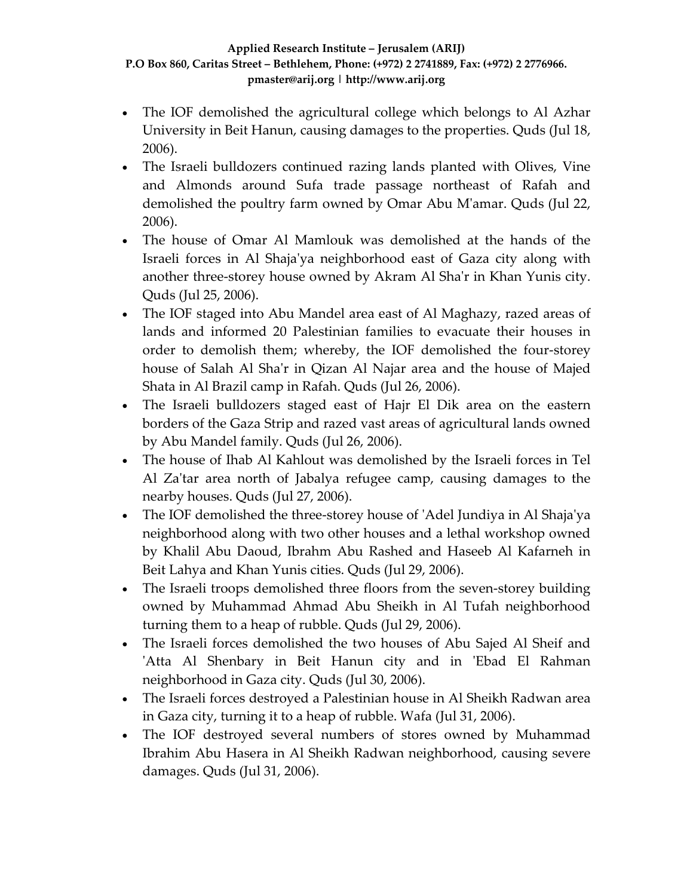- The IOF demolished the agricultural college which belongs to Al Azhar University in Beit Hanun, causing damages to the properties. Quds (Jul 18, 2006).
- The Israeli bulldozers continued razing lands planted with Olives, Vine and Almonds around Sufa trade passage northeast of Rafah and demolished the poultry farm owned by Omar Abu M'amar. Quds (Jul 22, 2006).
- The house of Omar Al Mamlouk was demolished at the hands of the Israeli forces in Al Shaja'ya neighborhood east of Gaza city along with another three-storey house owned by Akram Al Sha'r in Khan Yunis city. Quds (Jul 25, 2006).
- The IOF staged into Abu Mandel area east of Al Maghazy, razed areas of lands and informed 20 Palestinian families to evacuate their houses in order to demolish them; whereby, the IOF demolished the four-storey house of Salah Al Sha'r in Qizan Al Najar area and the house of Majed Shata in Al Brazil camp in Rafah. Quds (Jul 26, 2006).
- The Israeli bulldozers staged east of Hajr El Dik area on the eastern borders of the Gaza Strip and razed vast areas of agricultural lands owned by Abu Mandel family. Quds (Jul 26, 2006).
- The house of Ihab Al Kahlout was demolished by the Israeli forces in Tel Al Za'tar area north of Jabalya refugee camp, causing damages to the nearby houses. Quds (Jul 27, 2006).
- The IOF demolished the three-storey house of 'Adel Jundiya in Al Shaja'ya neighborhood along with two other houses and a lethal workshop owned by Khalil Abu Daoud, Ibrahm Abu Rashed and Haseeb Al Kafarneh in Beit Lahya and Khan Yunis cities. Quds (Jul 29, 2006).
- The Israeli troops demolished three floors from the seven-storey building owned by Muhammad Ahmad Abu Sheikh in Al Tufah neighborhood turning them to a heap of rubble. Quds (Jul 29, 2006).
- The Israeli forces demolished the two houses of Abu Sajed Al Sheif and 'Atta Al Shenbary in Beit Hanun city and in 'Ebad El Rahman neighborhood in Gaza city. Quds (Jul 30, 2006).
- The Israeli forces destroyed a Palestinian house in Al Sheikh Radwan area in Gaza city, turning it to a heap of rubble. Wafa (Jul 31, 2006).
- The IOF destroyed several numbers of stores owned by Muhammad Ibrahim Abu Hasera in Al Sheikh Radwan neighborhood, causing severe damages. Quds (Jul 31, 2006).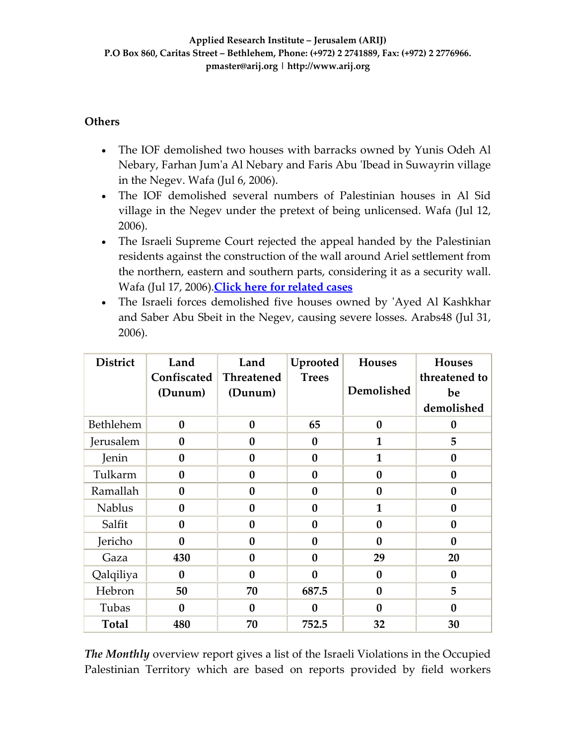## Others

- The IOF demolished two houses with barracks owned by Yunis Odeh Al Nebary, Farhan Jum'a Al Nebary and Faris Abu 'Ibead in Suwayrin village in the Negev. Wafa (Jul 6, 2006).
- The IOF demolished several numbers of Palestinian houses in Al Sid village in the Negev under the pretext of being unlicensed. Wafa (Jul 12, 2006).
- The Israeli Supreme Court rejected the appeal handed by the Palestinian residents against the construction of the wall around Ariel settlement from the northern, eastern and southern parts, considering it as a security wall. Wafa (Jul 17, 2006).**Click here for related cases**
- The Israeli forces demolished five houses owned by 'Ayed Al Kashkhar and Saber Abu Sbeit in the Negev, causing severe losses. Arabs48 (Jul 31, 2006).

| District | Land Confiscated (Dunum) | Land Threatened (Dunum) | Uprooted Trees | Houses Demolished | Houses threatened to be demolished |
|---|---|---|---|---|---|
| Bethlehem | **0** | **0** | **65** | **0** | **0** |
| Jerusalem | **0** | **0** | **0** | **1** | **5** |
| Jenin | **0** | **0** | **0** | **1** | **0** |
| Tulkarm | **0** | **0** | **0** | **0** | **0** |
| Ramallah | **0** | **0** | **0** | **0** | **0** |
| Nablus | **0** | **0** | **0** | **1** | **0** |
| Salfit | **0** | **0** | **0** | **0** | **0** |
| Jericho | **0** | **0** | **0** | **0** | **0** |
| Gaza | **430** | **0** | **0** | **29** | **20** |
| Qalqiliya | **0** | **0** | **0** | **0** | **0** |
| Hebron | **50** | **70** | **687.5** | **0** | **5** |
| Tubas | **0** | **0** | **0** | **0** | **0** |
| **Total** | **480** | **70** | **752.5** | **32** | **30** |

*The Monthly* overview report gives a list of the Israeli Violations in the Occupied Palestinian Territory which are based on reports provided by field workers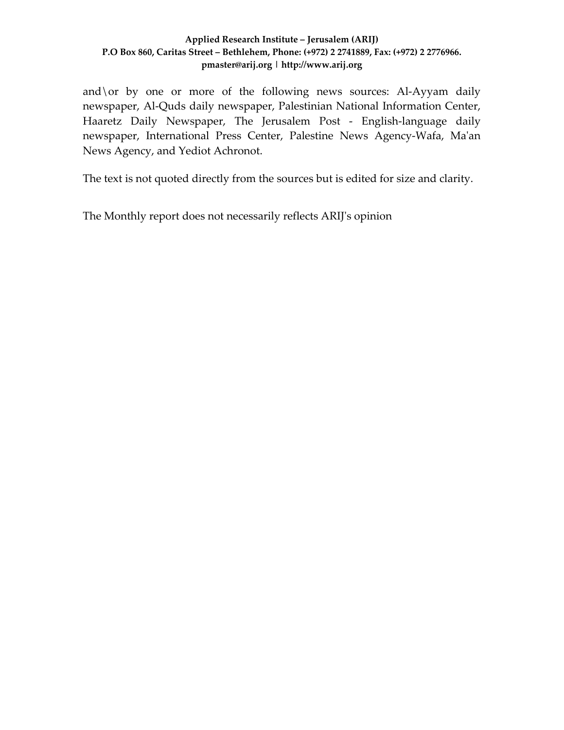and\or by one or more of the following news sources: Al-Ayyam daily newspaper, Al-Quds daily newspaper, Palestinian National Information Center, Haaretz Daily Newspaper, The Jerusalem Post - English-language daily newspaper, International Press Center, Palestine News Agency-Wafa, Ma'an News Agency, and Yediot Achronot.

The text is not quoted directly from the sources but is edited for size and clarity.

The Monthly report does not necessarily reflects ARIJ's opinion